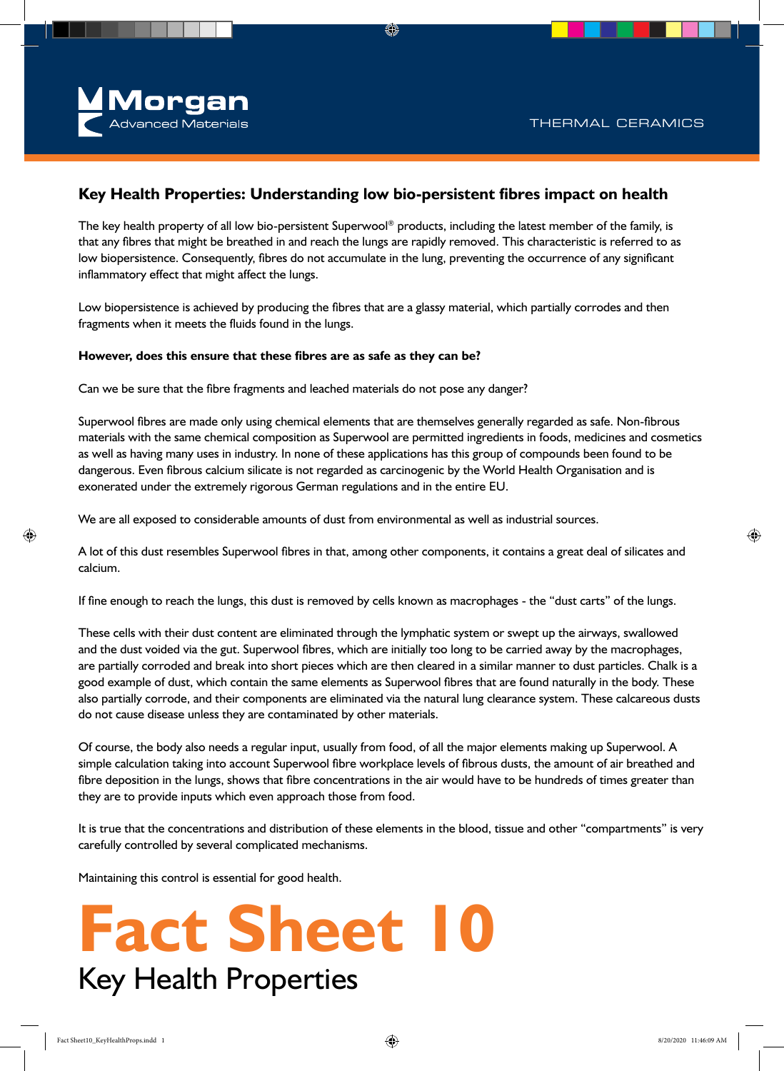Morgan Advanced Materials

THERMAL CERAMICS

## Key Health Properties: Understanding low bio-persistent fibres impact on health

The key health property of all low bio-persistent Superwool® products, including the latest member of the family, is that any fibres that might be breathed in and reach the lungs are rapidly removed. This characteristic is referred to as low biopersistence. Consequently, fibres do not accumulate in the lung, preventing the occurrence of any significant inflammatory effect that might affect the lungs.

Low biopersistence is achieved by producing the fibres that are a glassy material, which partially corrodes and then fragments when it meets the fluids found in the lungs.

**However, does this ensure that these fibres are as safe as they can be?**

Can we be sure that the fibre fragments and leached materials do not pose any danger?

Superwool fibres are made only using chemical elements that are themselves generally regarded as safe. Non-fibrous materials with the same chemical composition as Superwool are permitted ingredients in foods, medicines and cosmetics as well as having many uses in industry. In none of these applications has this group of compounds been found to be dangerous. Even fibrous calcium silicate is not regarded as carcinogenic by the World Health Organisation and is exonerated under the extremely rigorous German regulations and in the entire EU.

We are all exposed to considerable amounts of dust from environmental as well as industrial sources.

A lot of this dust resembles Superwool fibres in that, among other components, it contains a great deal of silicates and calcium.

If fine enough to reach the lungs, this dust is removed by cells known as macrophages - the "dust carts" of the lungs.

These cells with their dust content are eliminated through the lymphatic system or swept up the airways, swallowed and the dust voided via the gut. Superwool fibres, which are initially too long to be carried away by the macrophages, are partially corroded and break into short pieces which are then cleared in a similar manner to dust particles. Chalk is a good example of dust, which contain the same elements as Superwool fibres that are found naturally in the body. These also partially corrode, and their components are eliminated via the natural lung clearance system. These calcareous dusts do not cause disease unless they are contaminated by other materials.

Of course, the body also needs a regular input, usually from food, of all the major elements making up Superwool. A simple calculation taking into account Superwool fibre workplace levels of fibrous dusts, the amount of air breathed and fibre deposition in the lungs, shows that fibre concentrations in the air would have to be hundreds of times greater than they are to provide inputs which even approach those from food.

It is true that the concentrations and distribution of these elements in the blood, tissue and other "compartments" is very carefully controlled by several complicated mechanisms.

Maintaining this control is essential for good health.

# Fact Sheet 10

## Key Health Properties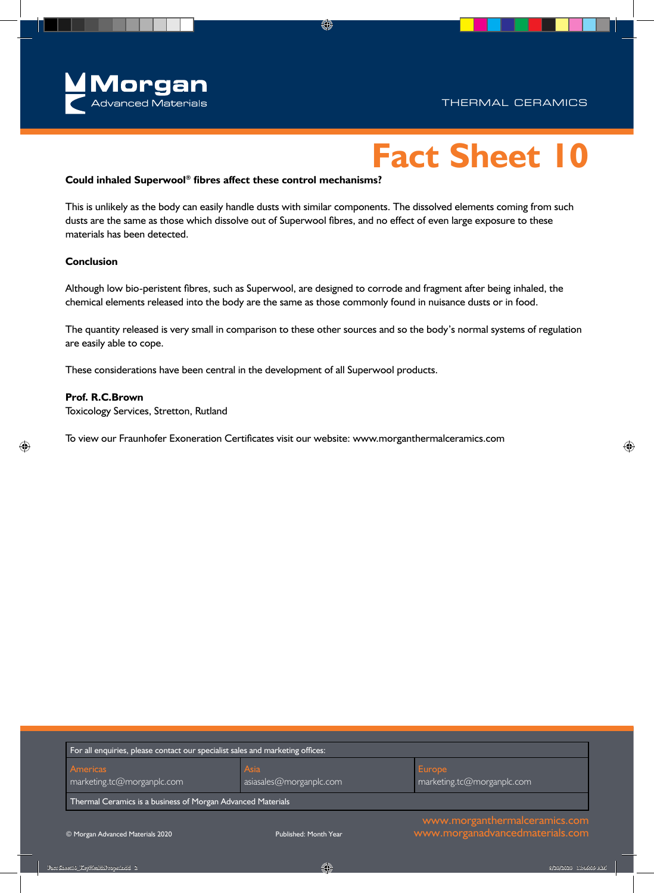# Fact Sheet 10

**Could inhaled Superwool® fibres affect these control mechanisms?**

This is unlikely as the body can easily handle dusts with similar components. The dissolved elements coming from such dusts are the same as those which dissolve out of Superwool fibres, and no effect of even large exposure to these materials has been detected.

**Conclusion**

Although low bio-peristent fibres, such as Superwool, are designed to corrode and fragment after being inhaled, the chemical elements released into the body are the same as those commonly found in nuisance dusts or in food.

The quantity released is very small in comparison to these other sources and so the body's normal systems of regulation are easily able to cope.

These considerations have been central in the development of all Superwool products.

**Prof. R.C.Brown**
Toxicology Services, Stretton, Rutland

To view our Fraunhofer Exoneration Certificates visit our website: www.morganthermalceramics.com

| For all enquiries, please contact our specialist sales and marketing offices: | | |
|---|---|---|
| Americas<br>marketing.tc@morganplc.com | Asia<br>asiasales@morganplc.com | Europe<br>marketing.tc@morganplc.com |
| Thermal Ceramics is a business of Morgan Advanced Materials | | |

© Morgan Advanced Materials 2020

Published: Month Year

www.morganthermalceramics.com
www.morganadvancedmaterials.com